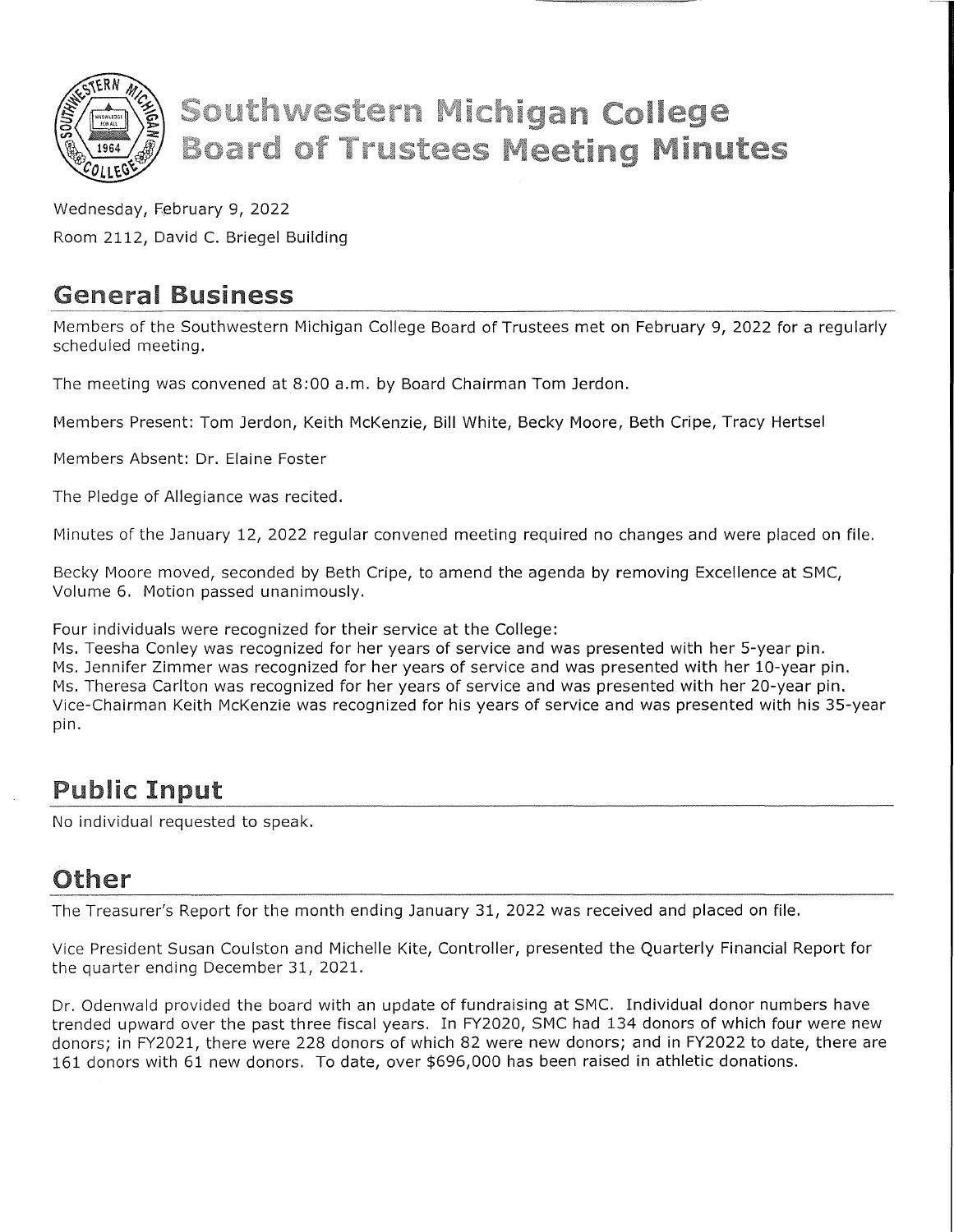# Southwestern Michigan College Board of Trustees Meeting Minutes

Wednesday, February 9, 2022

Room 2112, David C. Briegel Building

## General Business

Members of the Southwestern Michigan College Board of Trustees met on February 9, 2022 for a regularly scheduled meeting.

The meeting was convened at 8:00 a.m. by Board Chairman Tom Jerdon.

Members Present: Tom Jerdon, Keith McKenzie, Bill White, Becky Moore, Beth Cripe, Tracy Hertsel

Members Absent: Dr. Elaine Foster

The Pledge of Allegiance was recited.

Minutes of the January 12, 2022 regular convened meeting required no changes and were placed on file.

Becky Moore moved, seconded by Beth Cripe, to amend the agenda by removing Excellence at SMC, Volume 6. Motion passed unanimously.

Four individuals were recognized for their service at the College:
Ms. Teesha Conley was recognized for her years of service and was presented with her 5-year pin.
Ms. Jennifer Zimmer was recognized for her years of service and was presented with her 10-year pin.
Ms. Theresa Carlton was recognized for her years of service and was presented with her 20-year pin.
Vice-Chairman Keith McKenzie was recognized for his years of service and was presented with his 35-year pin.

## Public Input

No individual requested to speak.

## Other

The Treasurer's Report for the month ending January 31, 2022 was received and placed on file.

Vice President Susan Coulston and Michelle Kite, Controller, presented the Quarterly Financial Report for the quarter ending December 31, 2021.

Dr. Odenwald provided the board with an update of fundraising at SMC. Individual donor numbers have trended upward over the past three fiscal years. In FY2020, SMC had 134 donors of which four were new donors; in FY2021, there were 228 donors of which 82 were new donors; and in FY2022 to date, there are 161 donors with 61 new donors. To date, over $696,000 has been raised in athletic donations.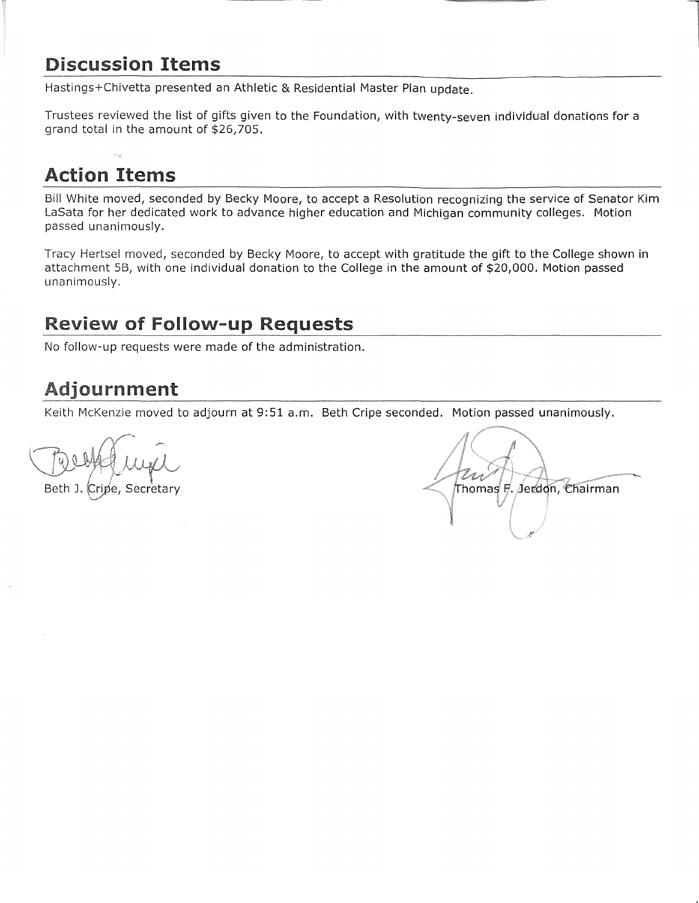## Discussion Items

Hastings+Chivetta presented an Athletic & Residential Master Plan update.

Trustees reviewed the list of gifts given to the Foundation, with twenty-seven individual donations for a grand total in the amount of $26,705.

## Action Items

Bill White moved, seconded by Becky Moore, to accept a Resolution recognizing the service of Senator Kim LaSata for her dedicated work to advance higher education and Michigan community colleges. Motion passed unanimously.

Tracy Hertsel moved, seconded by Becky Moore, to accept with gratitude the gift to the College shown in attachment 5B, with one individual donation to the College in the amount of $20,000. Motion passed unanimously.

## Review of Follow-up Requests

No follow-up requests were made of the administration.

## Adjournment

Keith McKenzie moved to adjourn at 9:51 a.m. Beth Cripe seconded. Motion passed unanimously.

Beth J. Cripe, Secretary

Thomas F. Jerdon, Chairman